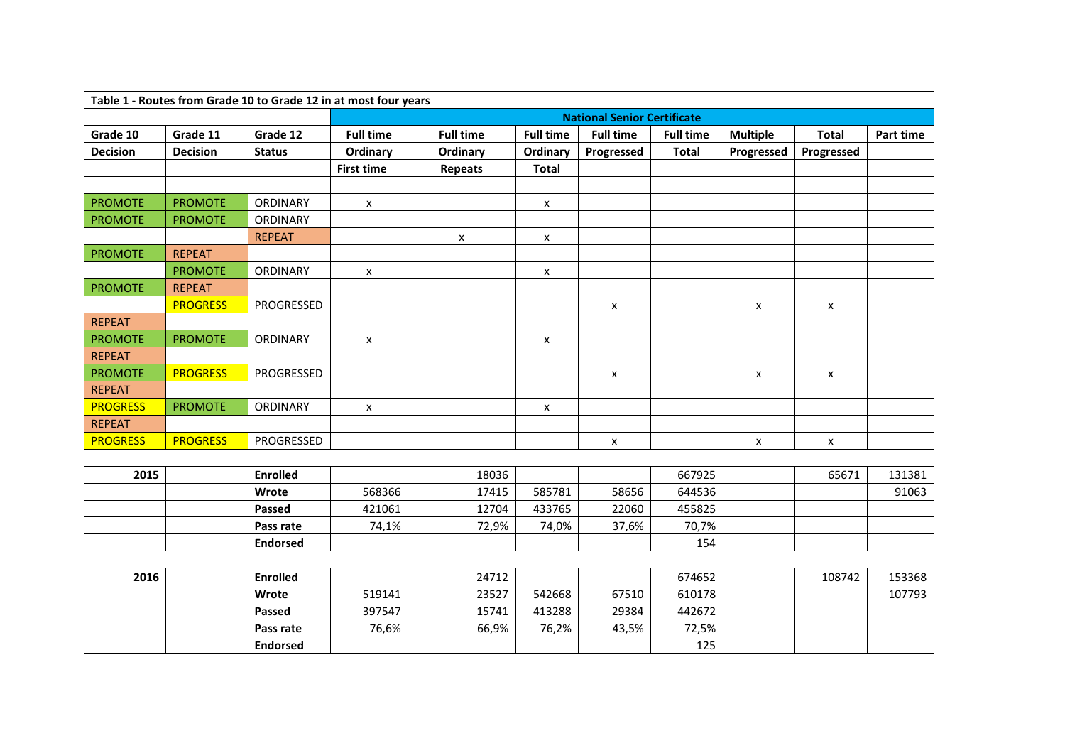| Table 1 - Routes from Grade 10 to Grade 12 in at most four years | | | | | | | | | | |
|---|---|---|---|---|---|---|---|---|---|---|
| | | | National Senior Certificate | | | | | | | |
| **Grade 10** | **Grade 11** | **Grade 12** | **Full time** | **Full time** | **Full time** | **Full time** | **Full time** | **Multiple** | **Total** | **Part time** |
| **Decision** | **Decision** | **Status** | **Ordinary** | **Ordinary** | **Ordinary** | **Progressed** | **Total** | **Progressed** | **Progressed** | |
| | | | **First time** | **Repeats** | **Total** | | | | | |
| | | | | | | | | | | |
| PROMOTE | PROMOTE | ORDINARY | x | | x | | | | | |
| PROMOTE | PROMOTE | ORDINARY | | | | | | | | |
| | | REPEAT | | x | x | | | | | |
| PROMOTE | REPEAT | | | | | | | | | |
| | PROMOTE | ORDINARY | x | | x | | | | | |
| PROMOTE | REPEAT | | | | | | | | | |
| | PROGRESS | PROGRESSED | | | | x | | x | x | |
| REPEAT | | | | | | | | | | |
| PROMOTE | PROMOTE | ORDINARY | x | | x | | | | | |
| REPEAT | | | | | | | | | | |
| PROMOTE | PROGRESS | PROGRESSED | | | | x | | x | x | |
| REPEAT | | | | | | | | | | |
| PROGRESS | PROMOTE | ORDINARY | x | | x | | | | | |
| REPEAT | | | | | | | | | | |
| PROGRESS | PROGRESS | PROGRESSED | | | | x | | x | x | |
| | | | | | | | | | | |
| **2015** | | **Enrolled** | | 18036 | | | 667925 | | 65671 | 131381 |
| | | **Wrote** | 568366 | 17415 | 585781 | 58656 | 644536 | | | 91063 |
| | | **Passed** | 421061 | 12704 | 433765 | 22060 | 455825 | | | |
| | | **Pass rate** | 74,1% | 72,9% | 74,0% | 37,6% | 70,7% | | | |
| | | **Endorsed** | | | | | 154 | | | |
| | | | | | | | | | | |
| **2016** | | **Enrolled** | | 24712 | | | 674652 | | 108742 | 153368 |
| | | **Wrote** | 519141 | 23527 | 542668 | 67510 | 610178 | | | 107793 |
| | | **Passed** | 397547 | 15741 | 413288 | 29384 | 442672 | | | |
| | | **Pass rate** | 76,6% | 66,9% | 76,2% | 43,5% | 72,5% | | | |
| | | **Endorsed** | | | | | 125 | | | |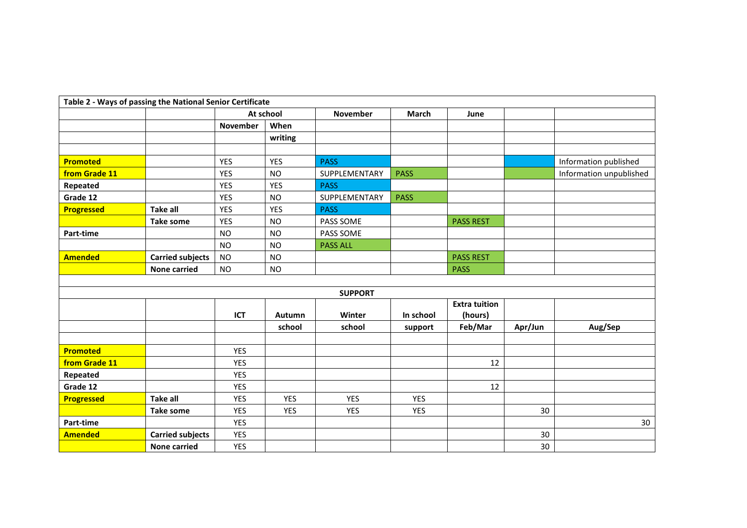**Table 2 - Ways of passing the National Senior Certificate**

| | | At school | | November | March | June | | |
|---|---|---|---|---|---|---|---|---|
| | | November | When writing | | | | | |
| | | | | | | | | |
| **Promoted** | | YES | YES | PASS | | | | Information published |
| **from Grade 11** | | YES | NO | SUPPLEMENTARY | PASS | | | Information unpublished |
| **Repeated** | | YES | YES | PASS | | | | |
| **Grade 12** | | YES | NO | SUPPLEMENTARY | PASS | | | |
| **Progressed** | **Take all** | YES | YES | PASS | | | | |
| | **Take some** | YES | NO | PASS SOME | | PASS REST | | |
| **Part-time** | | NO | NO | PASS SOME | | | | |
| | | NO | NO | PASS ALL | | | | |
| **Amended** | **Carried subjects** | NO | NO | | | PASS REST | | |
| | **None carried** | NO | NO | | | PASS | | |

**SUPPORT**

| | | ICT | Autumn school | Winter school | In school support | Extra tuition (hours) Feb/Mar | Apr/Jun | Aug/Sep |
|---|---|---|---|---|---|---|---|---|
| | | | | | | | | |
| **Promoted** | | YES | | | | | | |
| **from Grade 11** | | YES | | | | 12 | | |
| **Repeated** | | YES | | | | | | |
| **Grade 12** | | YES | | | | 12 | | |
| **Progressed** | **Take all** | YES | YES | YES | YES | | | |
| | **Take some** | YES | YES | YES | YES | | 30 | |
| **Part-time** | | YES | | | | | | 30 |
| **Amended** | **Carried subjects** | YES | | | | | 30 | |
| | **None carried** | YES | | | | | 30 | |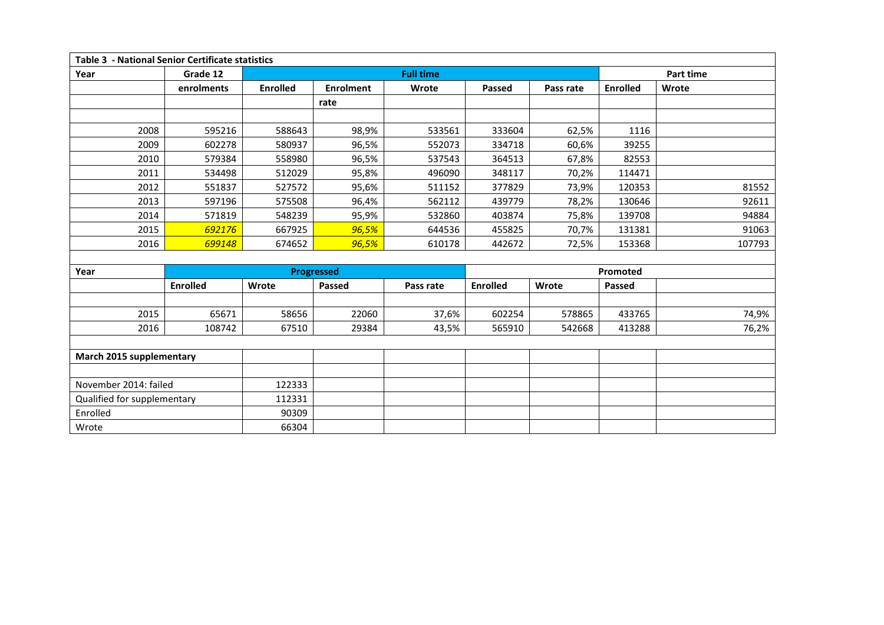**Table 3 - National Senior Certificate statistics**

| Year | Grade 12 enrolments | Full time | | | | | Part time | |
|---|---|---|---|---|---|---|---|---|
| | | Enrolled | Enrolment rate | Wrote | Passed | Pass rate | Enrolled | Wrote |
| 2008 | 595216 | 588643 | 98,9% | 533561 | 333604 | 62,5% | 1116 | |
| 2009 | 602278 | 580937 | 96,5% | 552073 | 334718 | 60,6% | 39255 | |
| 2010 | 579384 | 558980 | 96,5% | 537543 | 364513 | 67,8% | 82553 | |
| 2011 | 534498 | 512029 | 95,8% | 496090 | 348117 | 70,2% | 114471 | |
| 2012 | 551837 | 527572 | 95,6% | 511152 | 377829 | 73,9% | 120353 | 81552 |
| 2013 | 597196 | 575508 | 96,4% | 562112 | 439779 | 78,2% | 130646 | 92611 |
| 2014 | 571819 | 548239 | 95,9% | 532860 | 403874 | 75,8% | 139708 | 94884 |
| 2015 | *692176* | 667925 | *96,5%* | 644536 | 455825 | 70,7% | 131381 | 91063 |
| 2016 | *699148* | 674652 | *96,5%* | 610178 | 442672 | 72,5% | 153368 | 107793 |

| Year | Progressed | | | | Promoted | | | |
|---|---|---|---|---|---|---|---|---|
| | Enrolled | Wrote | Passed | Pass rate | Enrolled | Wrote | Passed | |
| 2015 | 65671 | 58656 | 22060 | 37,6% | 602254 | 578865 | 433765 | 74,9% |
| 2016 | 108742 | 67510 | 29384 | 43,5% | 565910 | 542668 | 413288 | 76,2% |

| March 2015 supplementary | |
|---|---|
| November 2014: failed | 122333 |
| Qualified for supplementary | 112331 |
| Enrolled | 90309 |
| Wrote | 66304 |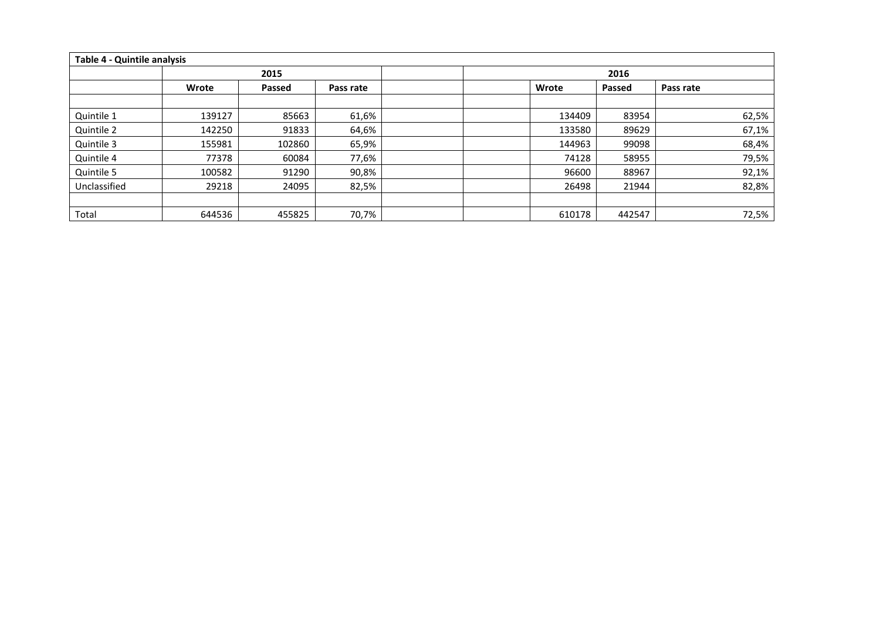| Table 4 - Quintile analysis | | | | | | | | |
|---|---|---|---|---|---|---|---|---|
| | 2015 | | | | | 2016 | | |
| | Wrote | Passed | Pass rate | | | Wrote | Passed | Pass rate |
| | | | | | | | | |
| Quintile 1 | 139127 | 85663 | 61,6% | | | 134409 | 83954 | 62,5% |
| Quintile 2 | 142250 | 91833 | 64,6% | | | 133580 | 89629 | 67,1% |
| Quintile 3 | 155981 | 102860 | 65,9% | | | 144963 | 99098 | 68,4% |
| Quintile 4 | 77378 | 60084 | 77,6% | | | 74128 | 58955 | 79,5% |
| Quintile 5 | 100582 | 91290 | 90,8% | | | 96600 | 88967 | 92,1% |
| Unclassified | 29218 | 24095 | 82,5% | | | 26498 | 21944 | 82,8% |
| | | | | | | | | |
| Total | 644536 | 455825 | 70,7% | | | 610178 | 442547 | 72,5% |